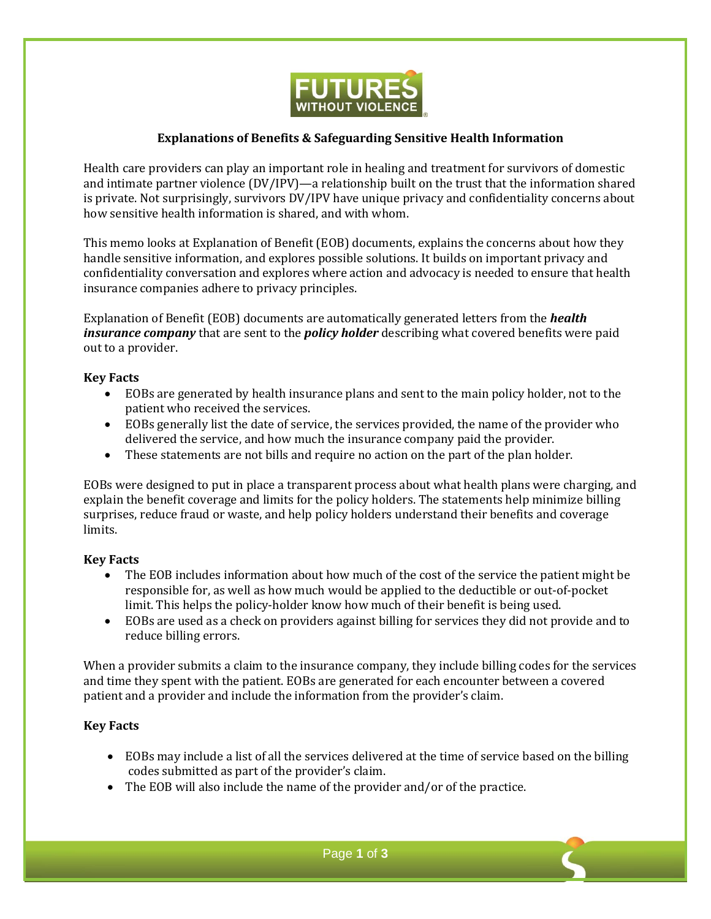## Explanations of Benefits & Safeguarding Sensitive Health Information

Health care providers can play an important role in healing and treatment for survivors of domestic and intimate partner violence (DV/IPV)—a relationship built on the trust that the information shared is private. Not surprisingly, survivors DV/IPV have unique privacy and confidentiality concerns about how sensitive health information is shared, and with whom.

This memo looks at Explanation of Benefit (EOB) documents, explains the concerns about how they handle sensitive information, and explores possible solutions. It builds on important privacy and confidentiality conversation and explores where action and advocacy is needed to ensure that health insurance companies adhere to privacy principles.

Explanation of Benefit (EOB) documents are automatically generated letters from the ***health insurance company*** that are sent to the ***policy holder*** describing what covered benefits were paid out to a provider.

**Key Facts**

- EOBs are generated by health insurance plans and sent to the main policy holder, not to the patient who received the services.
- EOBs generally list the date of service, the services provided, the name of the provider who delivered the service, and how much the insurance company paid the provider.
- These statements are not bills and require no action on the part of the plan holder.

EOBs were designed to put in place a transparent process about what health plans were charging, and explain the benefit coverage and limits for the policy holders. The statements help minimize billing surprises, reduce fraud or waste, and help policy holders understand their benefits and coverage limits.

**Key Facts**

- The EOB includes information about how much of the cost of the service the patient might be responsible for, as well as how much would be applied to the deductible or out-of-pocket limit. This helps the policy-holder know how much of their benefit is being used.
- EOBs are used as a check on providers against billing for services they did not provide and to reduce billing errors.

When a provider submits a claim to the insurance company, they include billing codes for the services and time they spent with the patient. EOBs are generated for each encounter between a covered patient and a provider and include the information from the provider's claim.

**Key Facts**

- EOBs may include a list of all the services delivered at the time of service based on the billing codes submitted as part of the provider's claim.
- The EOB will also include the name of the provider and/or of the practice.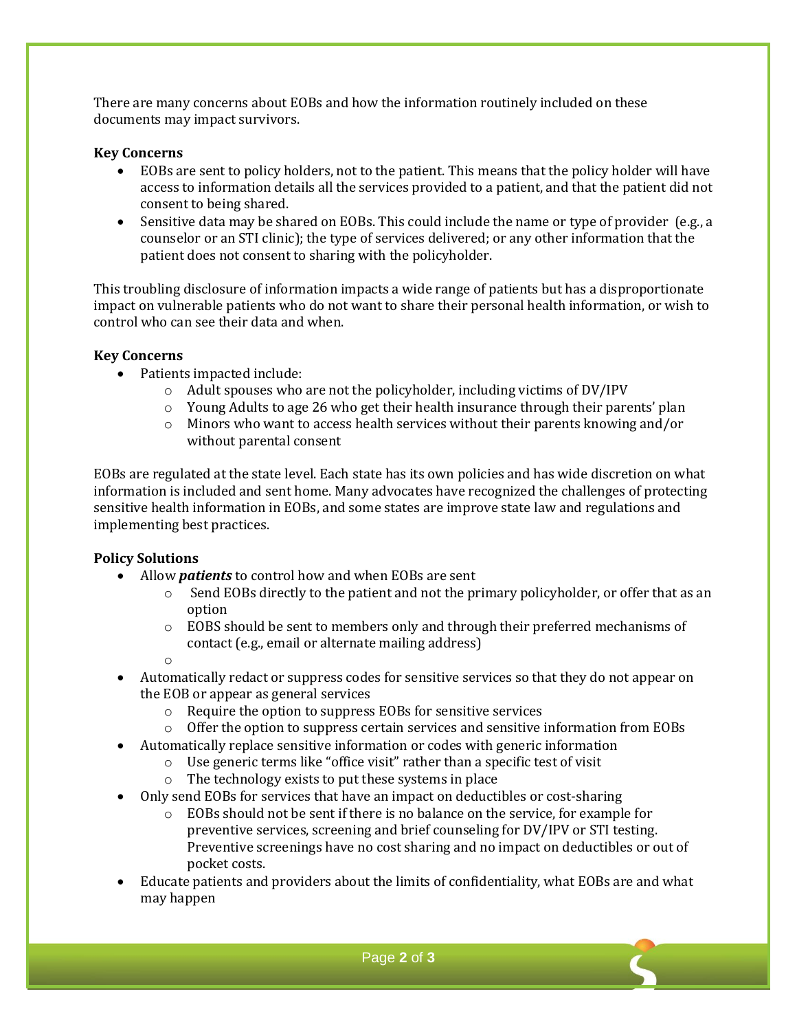There are many concerns about EOBs and how the information routinely included on these documents may impact survivors.

**Key Concerns**

- EOBs are sent to policy holders, not to the patient. This means that the policy holder will have access to information details all the services provided to a patient, and that the patient did not consent to being shared.
- Sensitive data may be shared on EOBs. This could include the name or type of provider (e.g., a counselor or an STI clinic); the type of services delivered; or any other information that the patient does not consent to sharing with the policyholder.

This troubling disclosure of information impacts a wide range of patients but has a disproportionate impact on vulnerable patients who do not want to share their personal health information, or wish to control who can see their data and when.

**Key Concerns**

- Patients impacted include:
  - Adult spouses who are not the policyholder, including victims of DV/IPV
  - Young Adults to age 26 who get their health insurance through their parents' plan
  - Minors who want to access health services without their parents knowing and/or without parental consent

EOBs are regulated at the state level. Each state has its own policies and has wide discretion on what information is included and sent home. Many advocates have recognized the challenges of protecting sensitive health information in EOBs, and some states are improve state law and regulations and implementing best practices.

**Policy Solutions**

- Allow ***patients*** to control how and when EOBs are sent
  - Send EOBs directly to the patient and not the primary policyholder, or offer that as an option
  - EOBS should be sent to members only and through their preferred mechanisms of contact (e.g., email or alternate mailing address)
  - 
- Automatically redact or suppress codes for sensitive services so that they do not appear on the EOB or appear as general services
  - Require the option to suppress EOBs for sensitive services
  - Offer the option to suppress certain services and sensitive information from EOBs
- Automatically replace sensitive information or codes with generic information
  - Use generic terms like "office visit" rather than a specific test of visit
  - The technology exists to put these systems in place
- Only send EOBs for services that have an impact on deductibles or cost-sharing
  - EOBs should not be sent if there is no balance on the service, for example for preventive services, screening and brief counseling for DV/IPV or STI testing. Preventive screenings have no cost sharing and no impact on deductibles or out of pocket costs.
- Educate patients and providers about the limits of confidentiality, what EOBs are and what may happen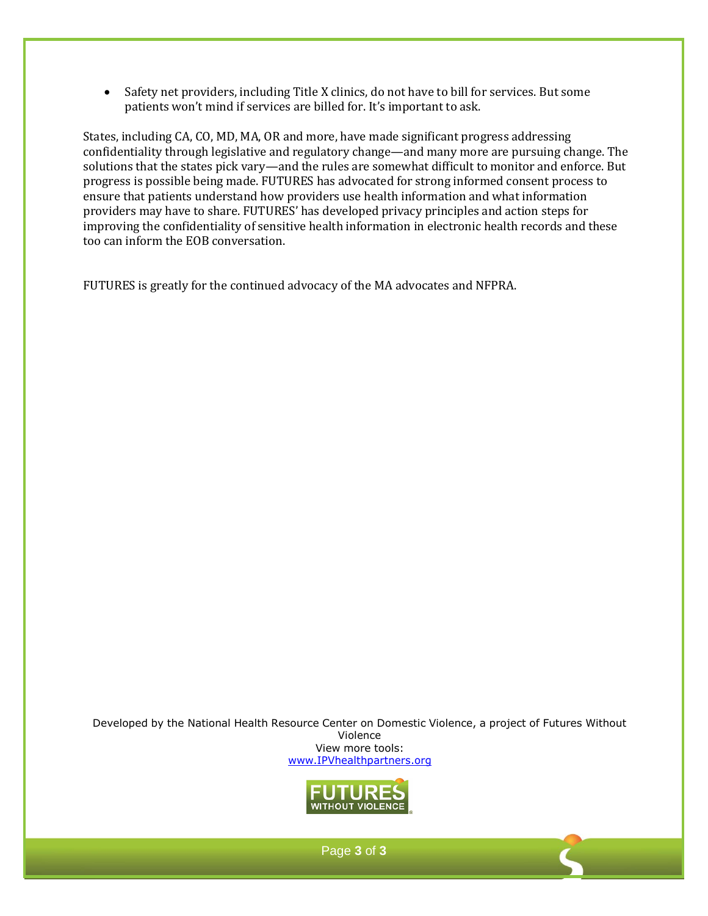- Safety net providers, including Title X clinics, do not have to bill for services. But some patients won't mind if services are billed for. It's important to ask.

States, including CA, CO, MD, MA, OR and more, have made significant progress addressing confidentiality through legislative and regulatory change—and many more are pursuing change. The solutions that the states pick vary—and the rules are somewhat difficult to monitor and enforce. But progress is possible being made. FUTURES has advocated for strong informed consent process to ensure that patients understand how providers use health information and what information providers may have to share. FUTURES' has developed privacy principles and action steps for improving the confidentiality of sensitive health information in electronic health records and these too can inform the EOB conversation.

FUTURES is greatly for the continued advocacy of the MA advocates and NFPRA.

Developed by the National Health Resource Center on Domestic Violence, a project of Futures Without Violence
View more tools:
www.IPVhealthpartners.org

FUTURES WITHOUT VIOLENCE